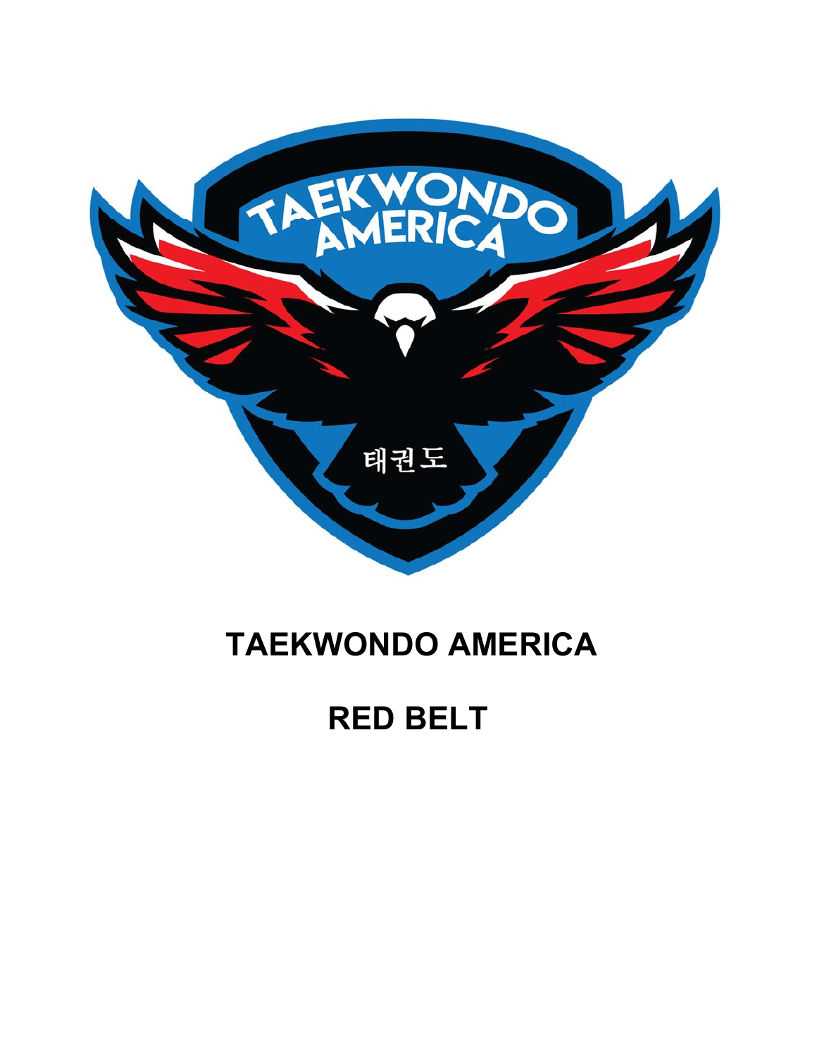# TAEKWONDO AMERICA

# RED BELT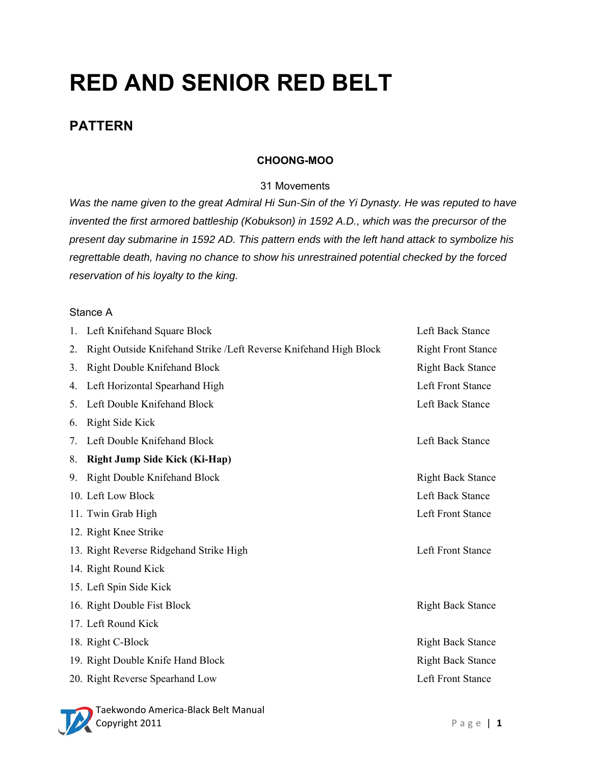# RED AND SENIOR RED BELT

## PATTERN

### CHOONG-MOO

31 Movements

*Was the name given to the great Admiral Hi Sun-Sin of the Yi Dynasty. He was reputed to have invented the first armored battleship (Kobukson) in 1592 A.D., which was the precursor of the present day submarine in 1592 AD. This pattern ends with the left hand attack to symbolize his regrettable death, having no chance to show his unrestrained potential checked by the forced reservation of his loyalty to the king.*

Stance A

| Movement | Stance |
|---|---|
| 1. Left Knifehand Square Block | Left Back Stance |
| 2. Right Outside Knifehand Strike /Left Reverse Knifehand High Block | Right Front Stance |
| 3. Right Double Knifehand Block | Right Back Stance |
| 4. Left Horizontal Spearhand High | Left Front Stance |
| 5. Left Double Knifehand Block | Left Back Stance |
| 6. Right Side Kick | |
| 7. Left Double Knifehand Block | Left Back Stance |
| 8. **Right Jump Side Kick (Ki-Hap)** | |
| 9. Right Double Knifehand Block | Right Back Stance |
| 10. Left Low Block | Left Back Stance |
| 11. Twin Grab High | Left Front Stance |
| 12. Right Knee Strike | |
| 13. Right Reverse Ridgehand Strike High | Left Front Stance |
| 14. Right Round Kick | |
| 15. Left Spin Side Kick | |
| 16. Right Double Fist Block | Right Back Stance |
| 17. Left Round Kick | |
| 18. Right C-Block | Right Back Stance |
| 19. Right Double Knife Hand Block | Right Back Stance |
| 20. Right Reverse Spearhand Low | Left Front Stance |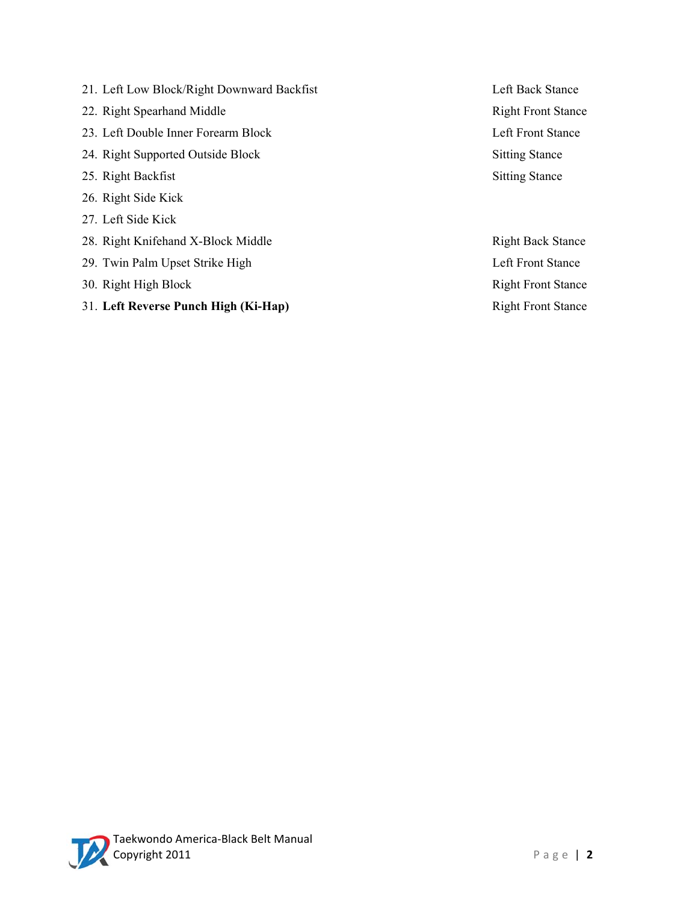| # | Movement | Stance |
|---|---|---|
| 21. | Left Low Block/Right Downward Backfist | Left Back Stance |
| 22. | Right Spearhand Middle | Right Front Stance |
| 23. | Left Double Inner Forearm Block | Left Front Stance |
| 24. | Right Supported Outside Block | Sitting Stance |
| 25. | Right Backfist | Sitting Stance |
| 26. | Right Side Kick | |
| 27. | Left Side Kick | |
| 28. | Right Knifehand X-Block Middle | Right Back Stance |
| 29. | Twin Palm Upset Strike High | Left Front Stance |
| 30. | Right High Block | Right Front Stance |
| 31. | **Left Reverse Punch High (Ki-Hap)** | Right Front Stance |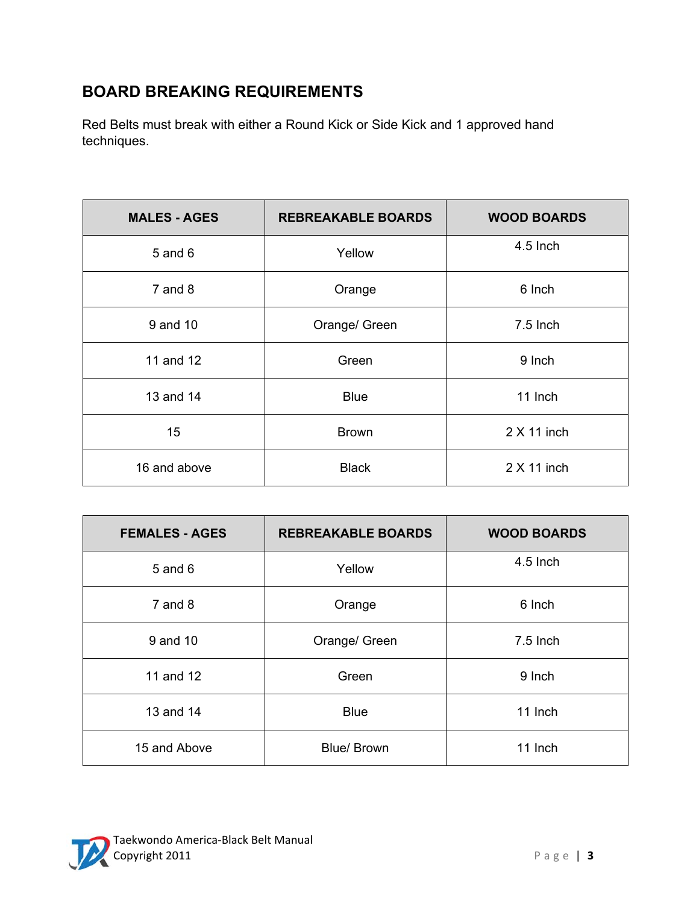## BOARD BREAKING REQUIREMENTS

Red Belts must break with either a Round Kick or Side Kick and 1 approved hand techniques.

| MALES - AGES | REBREAKABLE BOARDS | WOOD BOARDS |
|---|---|---|
| 5 and 6 | Yellow | 4.5 Inch |
| 7 and 8 | Orange | 6 Inch |
| 9 and 10 | Orange/ Green | 7.5 Inch |
| 11 and 12 | Green | 9 Inch |
| 13 and 14 | Blue | 11 Inch |
| 15 | Brown | 2 X 11 inch |
| 16 and above | Black | 2 X 11 inch |

| FEMALES - AGES | REBREAKABLE BOARDS | WOOD BOARDS |
|---|---|---|
| 5 and 6 | Yellow | 4.5 Inch |
| 7 and 8 | Orange | 6 Inch |
| 9 and 10 | Orange/ Green | 7.5 Inch |
| 11 and 12 | Green | 9 Inch |
| 13 and 14 | Blue | 11 Inch |
| 15 and Above | Blue/ Brown | 11 Inch |